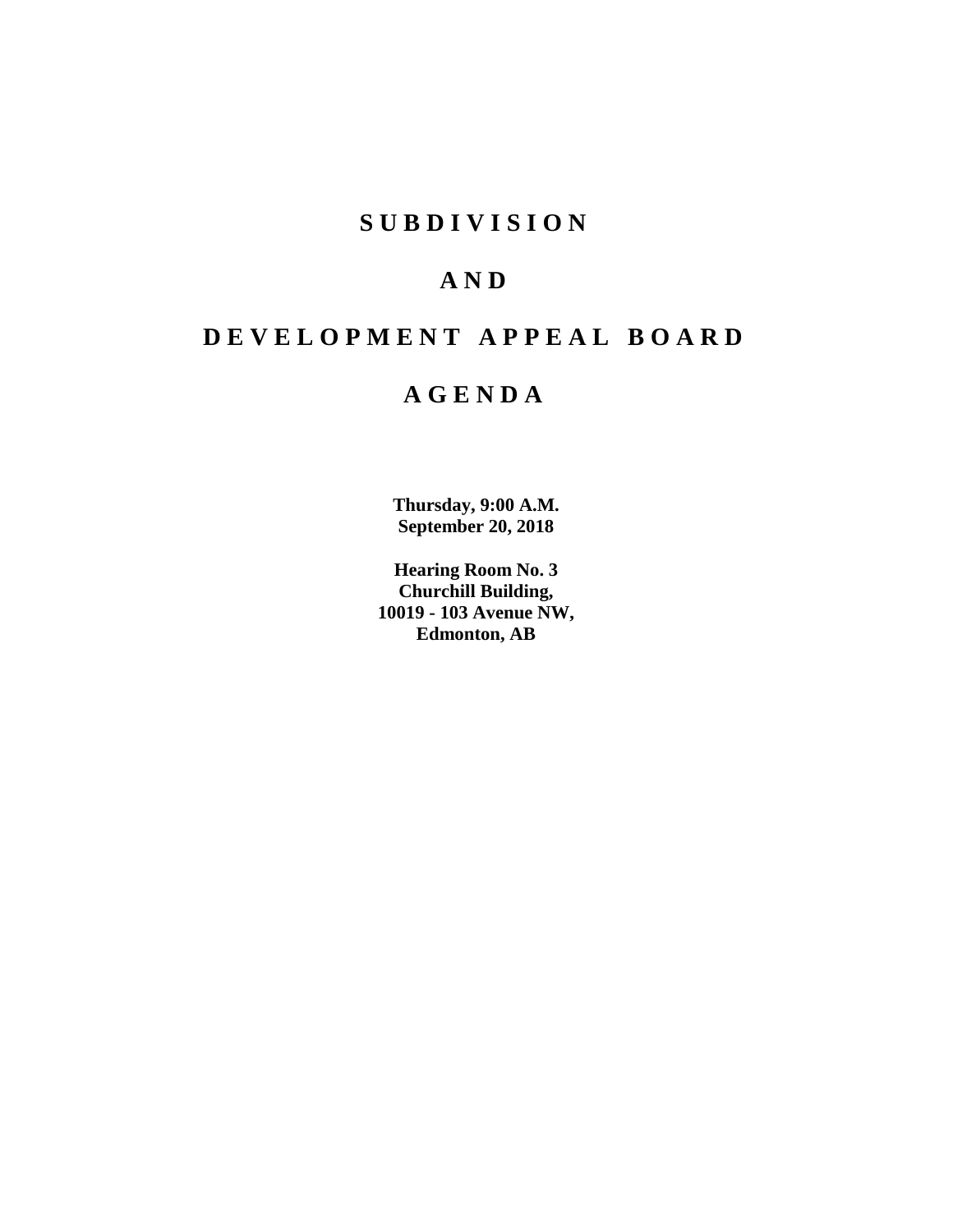# S U B D I V I S I O N

# A N D

# D E V E L O P M E N T   A P P E A L   B O A R D

# A G E N D A

**Thursday, 9:00 A.M.**
**September 20, 2018**

**Hearing Room No. 3**
**Churchill Building,**
**10019 - 103 Avenue NW,**
**Edmonton, AB**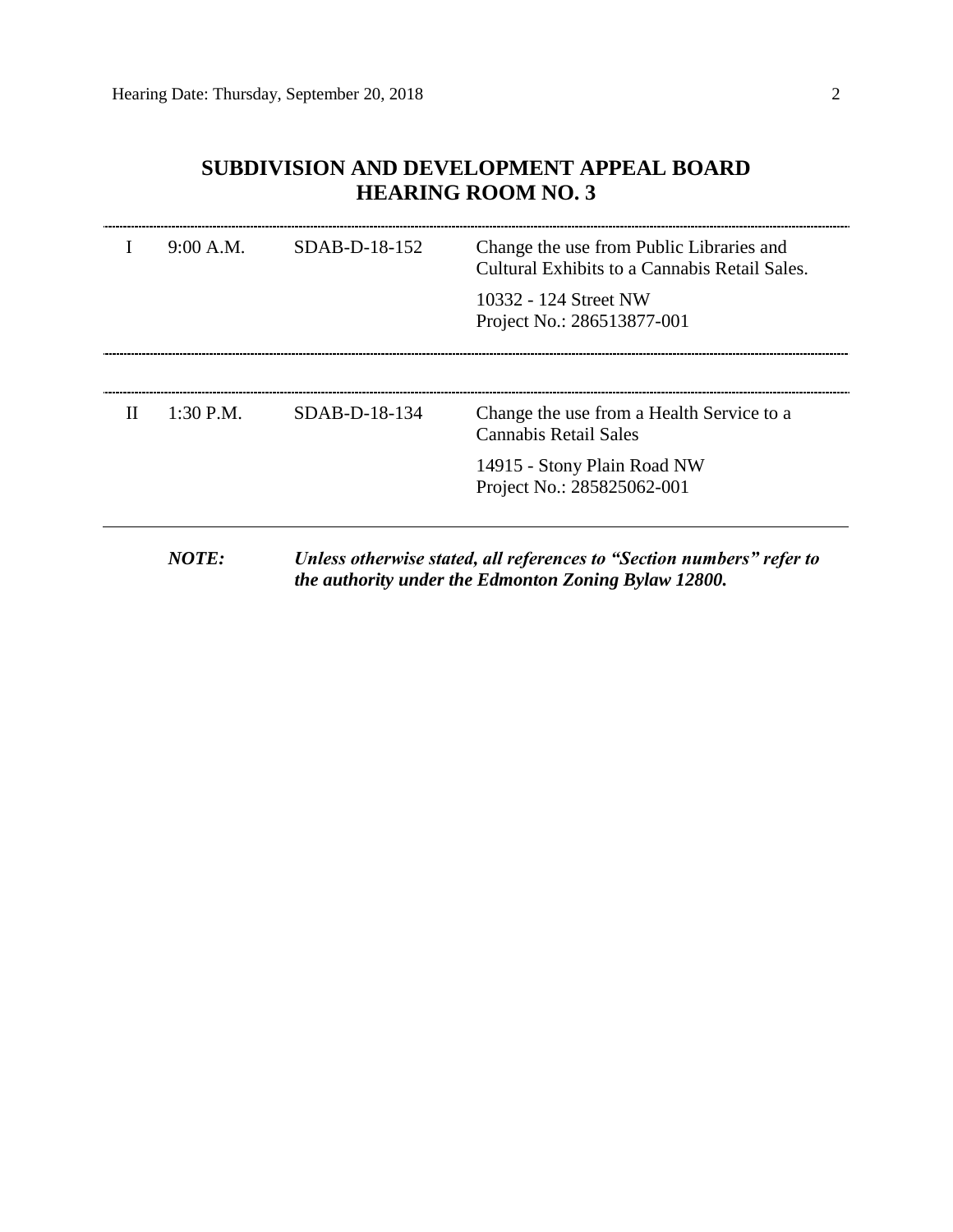# SUBDIVISION AND DEVELOPMENT APPEAL BOARD HEARING ROOM NO. 3

| | | | |
|---|---|---|---|
| I | 9:00 A.M. | SDAB-D-18-152 | Change the use from Public Libraries and Cultural Exhibits to a Cannabis Retail Sales.<br><br>10332 - 124 Street NW<br>Project No.: 286513877-001 |
| II | 1:30 P.M. | SDAB-D-18-134 | Change the use from a Health Service to a Cannabis Retail Sales<br><br>14915 - Stony Plain Road NW<br>Project No.: 285825062-001 |

***NOTE:*** ***Unless otherwise stated, all references to "Section numbers" refer to the authority under the Edmonton Zoning Bylaw 12800.***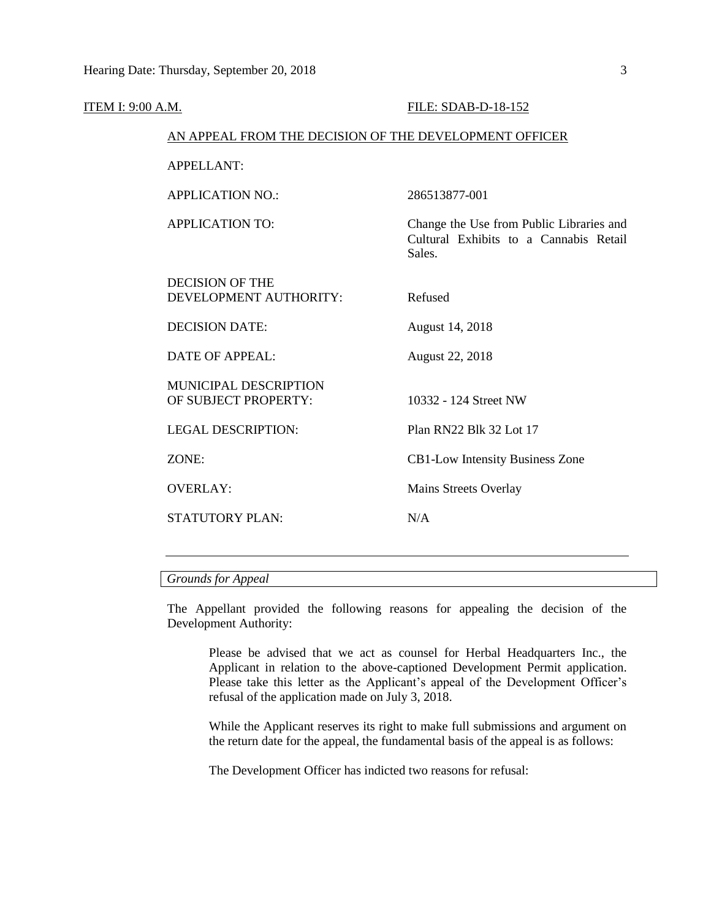ITEM I: 9:00 A.M. FILE: SDAB-D-18-152

AN APPEAL FROM THE DECISION OF THE DEVELOPMENT OFFICER

| | |
|---|---|
| APPELLANT: | |
| APPLICATION NO.: | 286513877-001 |
| APPLICATION TO: | Change the Use from Public Libraries and Cultural Exhibits to a Cannabis Retail Sales. |
| DECISION OF THE DEVELOPMENT AUTHORITY: | Refused |
| DECISION DATE: | August 14, 2018 |
| DATE OF APPEAL: | August 22, 2018 |
| MUNICIPAL DESCRIPTION OF SUBJECT PROPERTY: | 10332 - 124 Street NW |
| LEGAL DESCRIPTION: | Plan RN22 Blk 32 Lot 17 |
| ZONE: | CB1-Low Intensity Business Zone |
| OVERLAY: | Mains Streets Overlay |
| STATUTORY PLAN: | N/A |

---

*Grounds for Appeal*

The Appellant provided the following reasons for appealing the decision of the Development Authority:

> Please be advised that we act as counsel for Herbal Headquarters Inc., the Applicant in relation to the above-captioned Development Permit application. Please take this letter as the Applicant's appeal of the Development Officer's refusal of the application made on July 3, 2018.
>
> While the Applicant reserves its right to make full submissions and argument on the return date for the appeal, the fundamental basis of the appeal is as follows:
>
> The Development Officer has indicted two reasons for refusal: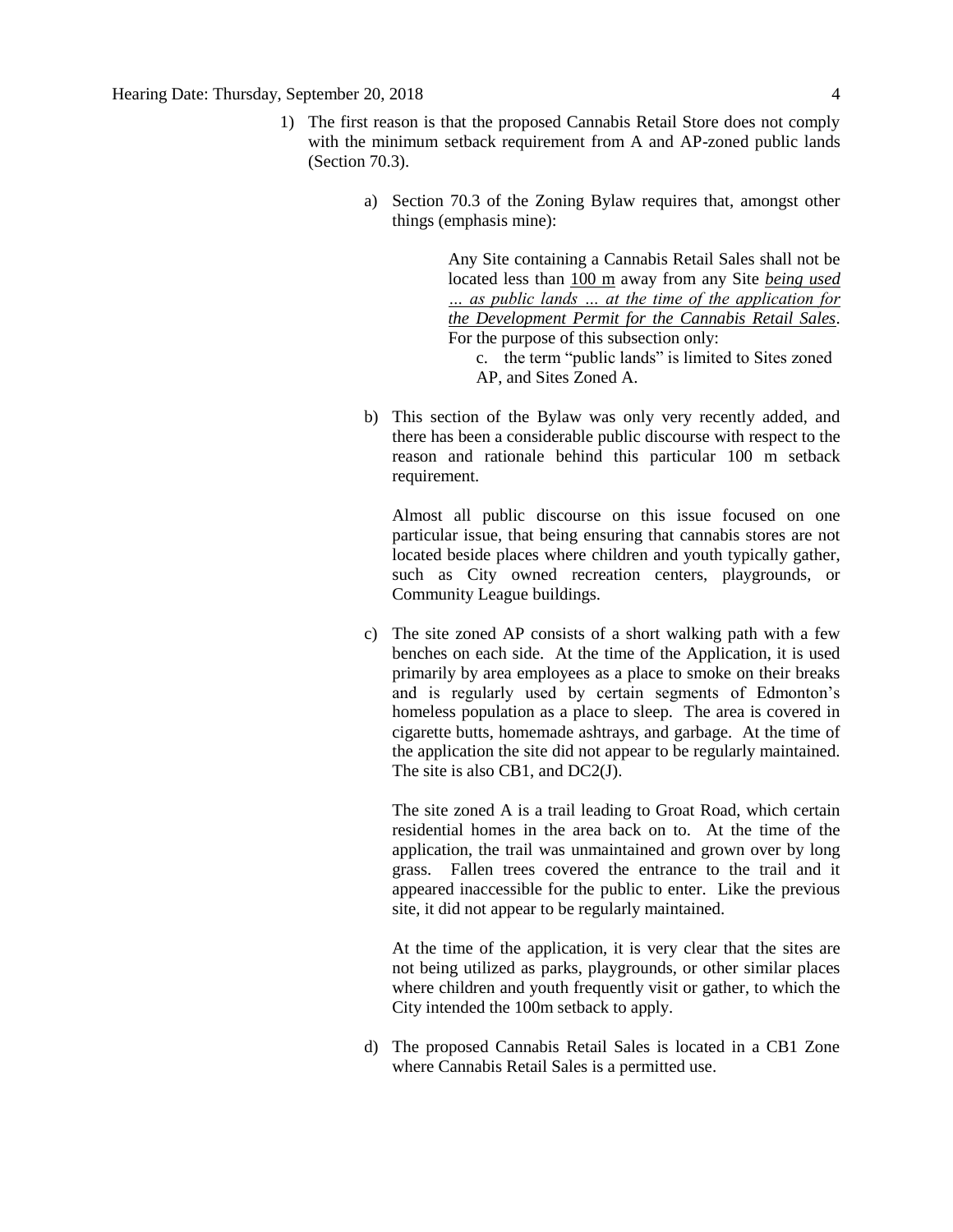1) The first reason is that the proposed Cannabis Retail Store does not comply with the minimum setback requirement from A and AP-zoned public lands (Section 70.3).

   a) Section 70.3 of the Zoning Bylaw requires that, amongst other things (emphasis mine):

      > Any Site containing a Cannabis Retail Sales shall not be located less than <u>100 m</u> away from any Site <u>*being used … as public lands … at the time of the application for the Development Permit for the Cannabis Retail Sales*</u>. For the purpose of this subsection only:
      >
      > c. the term "public lands" is limited to Sites zoned AP, and Sites Zoned A.

   b) This section of the Bylaw was only very recently added, and there has been a considerable public discourse with respect to the reason and rationale behind this particular 100 m setback requirement.

      Almost all public discourse on this issue focused on one particular issue, that being ensuring that cannabis stores are not located beside places where children and youth typically gather, such as City owned recreation centers, playgrounds, or Community League buildings.

   c) The site zoned AP consists of a short walking path with a few benches on each side. At the time of the Application, it is used primarily by area employees as a place to smoke on their breaks and is regularly used by certain segments of Edmonton's homeless population as a place to sleep. The area is covered in cigarette butts, homemade ashtrays, and garbage. At the time of the application the site did not appear to be regularly maintained. The site is also CB1, and DC2(J).

      The site zoned A is a trail leading to Groat Road, which certain residential homes in the area back on to. At the time of the application, the trail was unmaintained and grown over by long grass. Fallen trees covered the entrance to the trail and it appeared inaccessible for the public to enter. Like the previous site, it did not appear to be regularly maintained.

      At the time of the application, it is very clear that the sites are not being utilized as parks, playgrounds, or other similar places where children and youth frequently visit or gather, to which the City intended the 100m setback to apply.

   d) The proposed Cannabis Retail Sales is located in a CB1 Zone where Cannabis Retail Sales is a permitted use.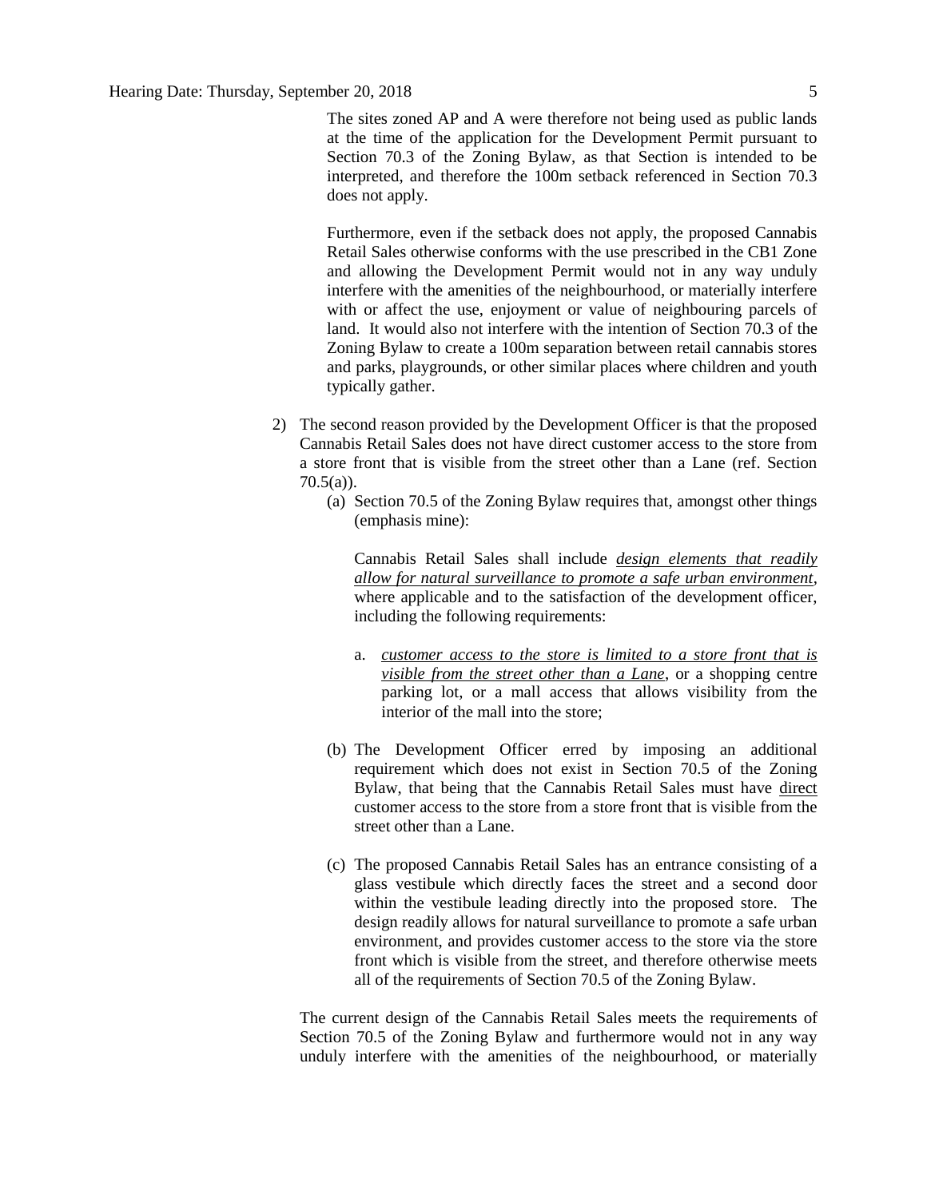The sites zoned AP and A were therefore not being used as public lands at the time of the application for the Development Permit pursuant to Section 70.3 of the Zoning Bylaw, as that Section is intended to be interpreted, and therefore the 100m setback referenced in Section 70.3 does not apply.

Furthermore, even if the setback does not apply, the proposed Cannabis Retail Sales otherwise conforms with the use prescribed in the CB1 Zone and allowing the Development Permit would not in any way unduly interfere with the amenities of the neighbourhood, or materially interfere with or affect the use, enjoyment or value of neighbouring parcels of land. It would also not interfere with the intention of Section 70.3 of the Zoning Bylaw to create a 100m separation between retail cannabis stores and parks, playgrounds, or other similar places where children and youth typically gather.

2) The second reason provided by the Development Officer is that the proposed Cannabis Retail Sales does not have direct customer access to the store from a store front that is visible from the street other than a Lane (ref. Section 70.5(a)).

   (a) Section 70.5 of the Zoning Bylaw requires that, amongst other things (emphasis mine):

   Cannabis Retail Sales shall include _design elements that readily allow for natural surveillance to promote a safe urban environment_, where applicable and to the satisfaction of the development officer, including the following requirements:

   a. _customer access to the store is limited to a store front that is visible from the street other than a Lane_, or a shopping centre parking lot, or a mall access that allows visibility from the interior of the mall into the store;

   (b) The Development Officer erred by imposing an additional requirement which does not exist in Section 70.5 of the Zoning Bylaw, that being that the Cannabis Retail Sales must have _direct_ customer access to the store from a store front that is visible from the street other than a Lane.

   (c) The proposed Cannabis Retail Sales has an entrance consisting of a glass vestibule which directly faces the street and a second door within the vestibule leading directly into the proposed store. The design readily allows for natural surveillance to promote a safe urban environment, and provides customer access to the store via the store front which is visible from the street, and therefore otherwise meets all of the requirements of Section 70.5 of the Zoning Bylaw.

The current design of the Cannabis Retail Sales meets the requirements of Section 70.5 of the Zoning Bylaw and furthermore would not in any way unduly interfere with the amenities of the neighbourhood, or materially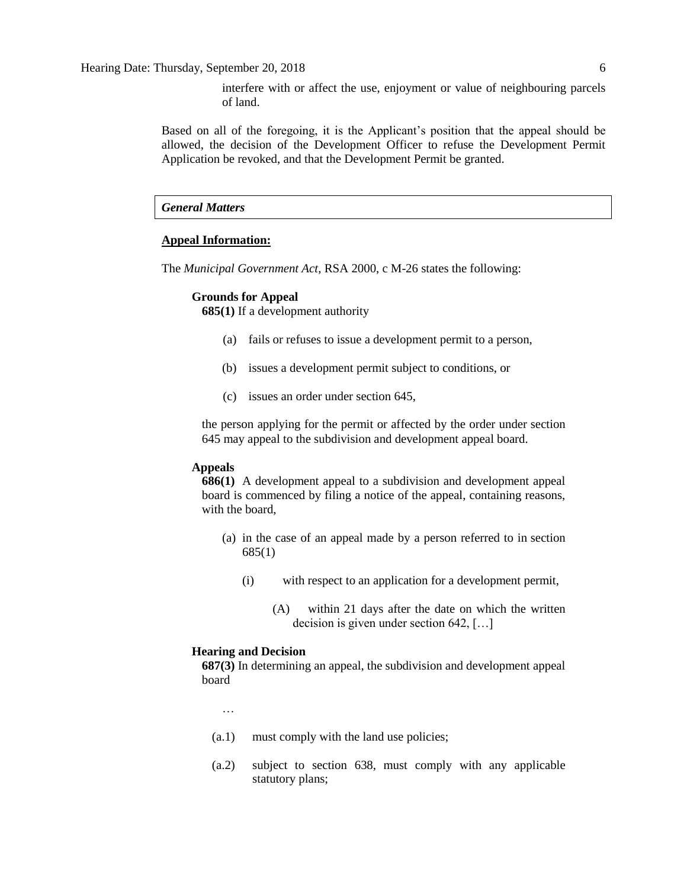interfere with or affect the use, enjoyment or value of neighbouring parcels of land.

Based on all of the foregoing, it is the Applicant's position that the appeal should be allowed, the decision of the Development Officer to refuse the Development Permit Application be revoked, and that the Development Permit be granted.

***General Matters***

**Appeal Information:**

The *Municipal Government Act*, RSA 2000, c M-26 states the following:

**Grounds for Appeal**

**685(1)** If a development authority

(a) fails or refuses to issue a development permit to a person,

(b) issues a development permit subject to conditions, or

(c) issues an order under section 645,

the person applying for the permit or affected by the order under section 645 may appeal to the subdivision and development appeal board.

**Appeals**

**686(1)** A development appeal to a subdivision and development appeal board is commenced by filing a notice of the appeal, containing reasons, with the board,

(a) in the case of an appeal made by a person referred to in section 685(1)

(i) with respect to an application for a development permit,

(A) within 21 days after the date on which the written decision is given under section 642, […]

**Hearing and Decision**

**687(3)** In determining an appeal, the subdivision and development appeal board

…

(a.1) must comply with the land use policies;

(a.2) subject to section 638, must comply with any applicable statutory plans;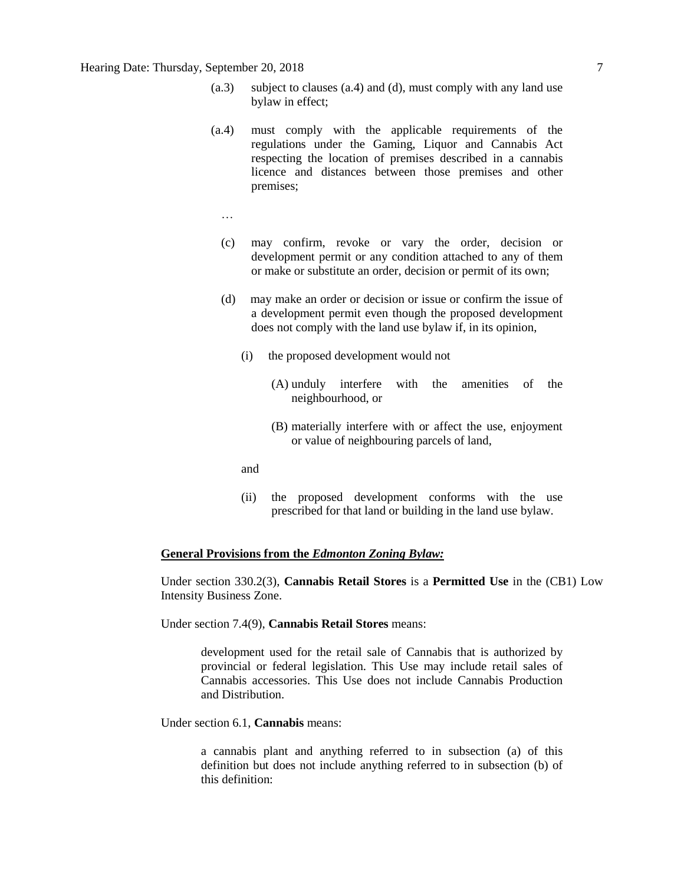(a.3) subject to clauses (a.4) and (d), must comply with any land use bylaw in effect;

(a.4) must comply with the applicable requirements of the regulations under the Gaming, Liquor and Cannabis Act respecting the location of premises described in a cannabis licence and distances between those premises and other premises;

…

(c) may confirm, revoke or vary the order, decision or development permit or any condition attached to any of them or make or substitute an order, decision or permit of its own;

(d) may make an order or decision or issue or confirm the issue of a development permit even though the proposed development does not comply with the land use bylaw if, in its opinion,

(i) the proposed development would not

(A) unduly interfere with the amenities of the neighbourhood, or

(B) materially interfere with or affect the use, enjoyment or value of neighbouring parcels of land,

and

(ii) the proposed development conforms with the use prescribed for that land or building in the land use bylaw.

**General Provisions from the *Edmonton Zoning Bylaw:***

Under section 330.2(3), **Cannabis Retail Stores** is a **Permitted Use** in the (CB1) Low Intensity Business Zone.

Under section 7.4(9), **Cannabis Retail Stores** means:

> development used for the retail sale of Cannabis that is authorized by provincial or federal legislation. This Use may include retail sales of Cannabis accessories. This Use does not include Cannabis Production and Distribution.

Under section 6.1, **Cannabis** means:

> a cannabis plant and anything referred to in subsection (a) of this definition but does not include anything referred to in subsection (b) of this definition: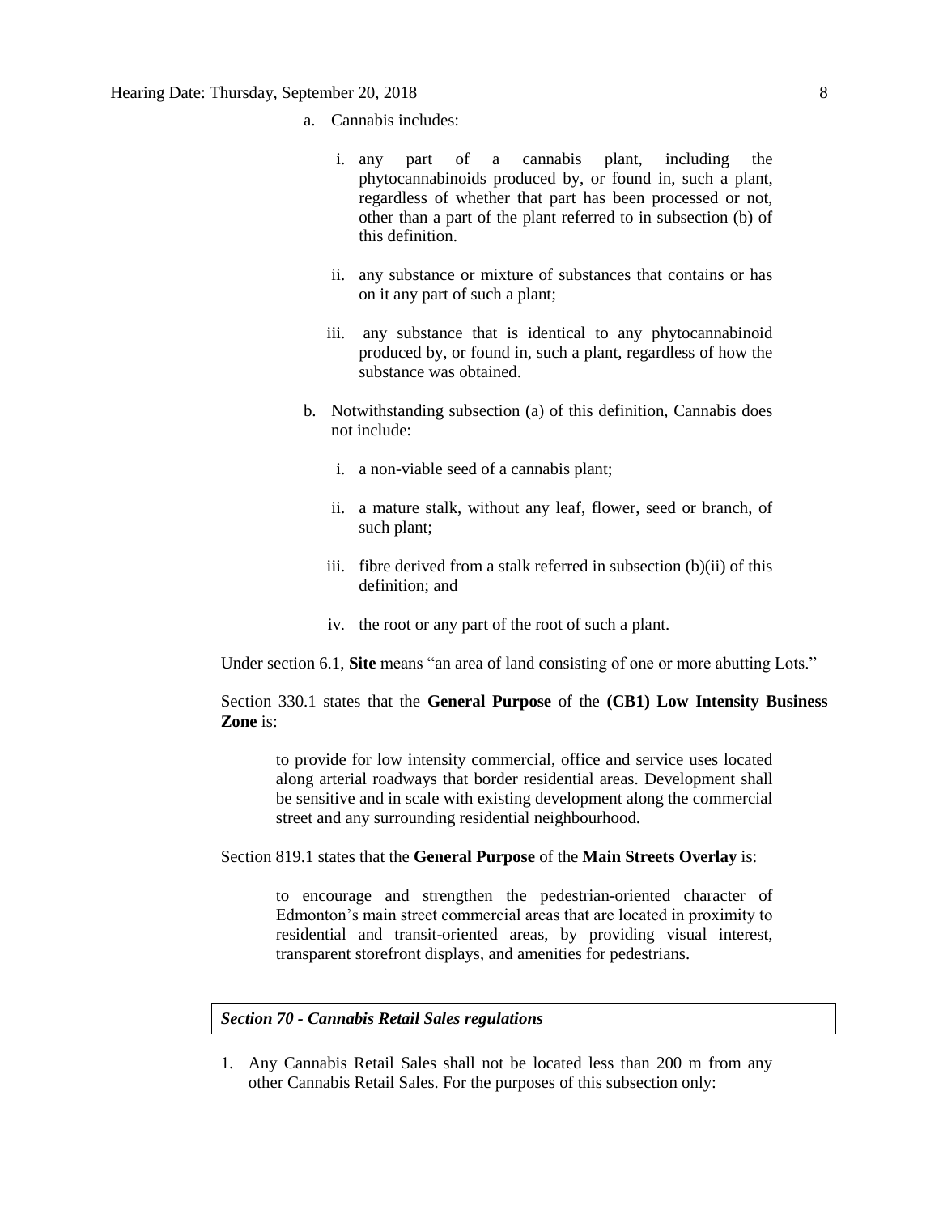a. Cannabis includes:

   i. any part of a cannabis plant, including the phytocannabinoids produced by, or found in, such a plant, regardless of whether that part has been processed or not, other than a part of the plant referred to in subsection (b) of this definition.

   ii. any substance or mixture of substances that contains or has on it any part of such a plant;

   iii. any substance that is identical to any phytocannabinoid produced by, or found in, such a plant, regardless of how the substance was obtained.

b. Notwithstanding subsection (a) of this definition, Cannabis does not include:

   i. a non-viable seed of a cannabis plant;

   ii. a mature stalk, without any leaf, flower, seed or branch, of such plant;

   iii. fibre derived from a stalk referred in subsection (b)(ii) of this definition; and

   iv. the root or any part of the root of such a plant.

Under section 6.1, **Site** means "an area of land consisting of one or more abutting Lots."

Section 330.1 states that the **General Purpose** of the **(CB1) Low Intensity Business Zone** is:

> to provide for low intensity commercial, office and service uses located along arterial roadways that border residential areas. Development shall be sensitive and in scale with existing development along the commercial street and any surrounding residential neighbourhood.

Section 819.1 states that the **General Purpose** of the **Main Streets Overlay** is:

> to encourage and strengthen the pedestrian-oriented character of Edmonton's main street commercial areas that are located in proximity to residential and transit-oriented areas, by providing visual interest, transparent storefront displays, and amenities for pedestrians.

***Section 70 - Cannabis Retail Sales regulations***

1. Any Cannabis Retail Sales shall not be located less than 200 m from any other Cannabis Retail Sales. For the purposes of this subsection only: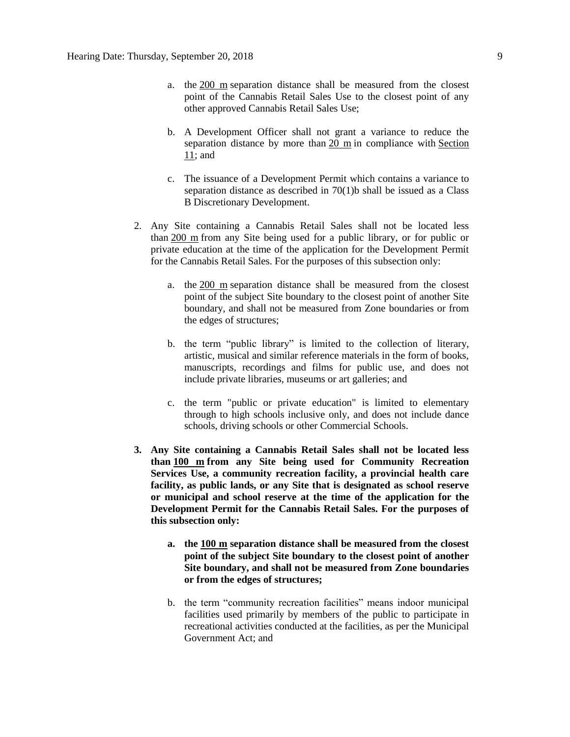a. the 200 m separation distance shall be measured from the closest point of the Cannabis Retail Sales Use to the closest point of any other approved Cannabis Retail Sales Use;

b. A Development Officer shall not grant a variance to reduce the separation distance by more than 20 m in compliance with Section 11; and

c. The issuance of a Development Permit which contains a variance to separation distance as described in 70(1)b shall be issued as a Class B Discretionary Development.

2. Any Site containing a Cannabis Retail Sales shall not be located less than 200 m from any Site being used for a public library, or for public or private education at the time of the application for the Development Permit for the Cannabis Retail Sales. For the purposes of this subsection only:

   a. the 200 m separation distance shall be measured from the closest point of the subject Site boundary to the closest point of another Site boundary, and shall not be measured from Zone boundaries or from the edges of structures;

   b. the term "public library" is limited to the collection of literary, artistic, musical and similar reference materials in the form of books, manuscripts, recordings and films for public use, and does not include private libraries, museums or art galleries; and

   c. the term "public or private education" is limited to elementary through to high schools inclusive only, and does not include dance schools, driving schools or other Commercial Schools.

3. **Any Site containing a Cannabis Retail Sales shall not be located less than 100 m from any Site being used for Community Recreation Services Use, a community recreation facility, a provincial health care facility, as public lands, or any Site that is designated as school reserve or municipal and school reserve at the time of the application for the Development Permit for the Cannabis Retail Sales. For the purposes of this subsection only:**

   a. **the 100 m separation distance shall be measured from the closest point of the subject Site boundary to the closest point of another Site boundary, and shall not be measured from Zone boundaries or from the edges of structures;**

   b. the term "community recreation facilities" means indoor municipal facilities used primarily by members of the public to participate in recreational activities conducted at the facilities, as per the Municipal Government Act; and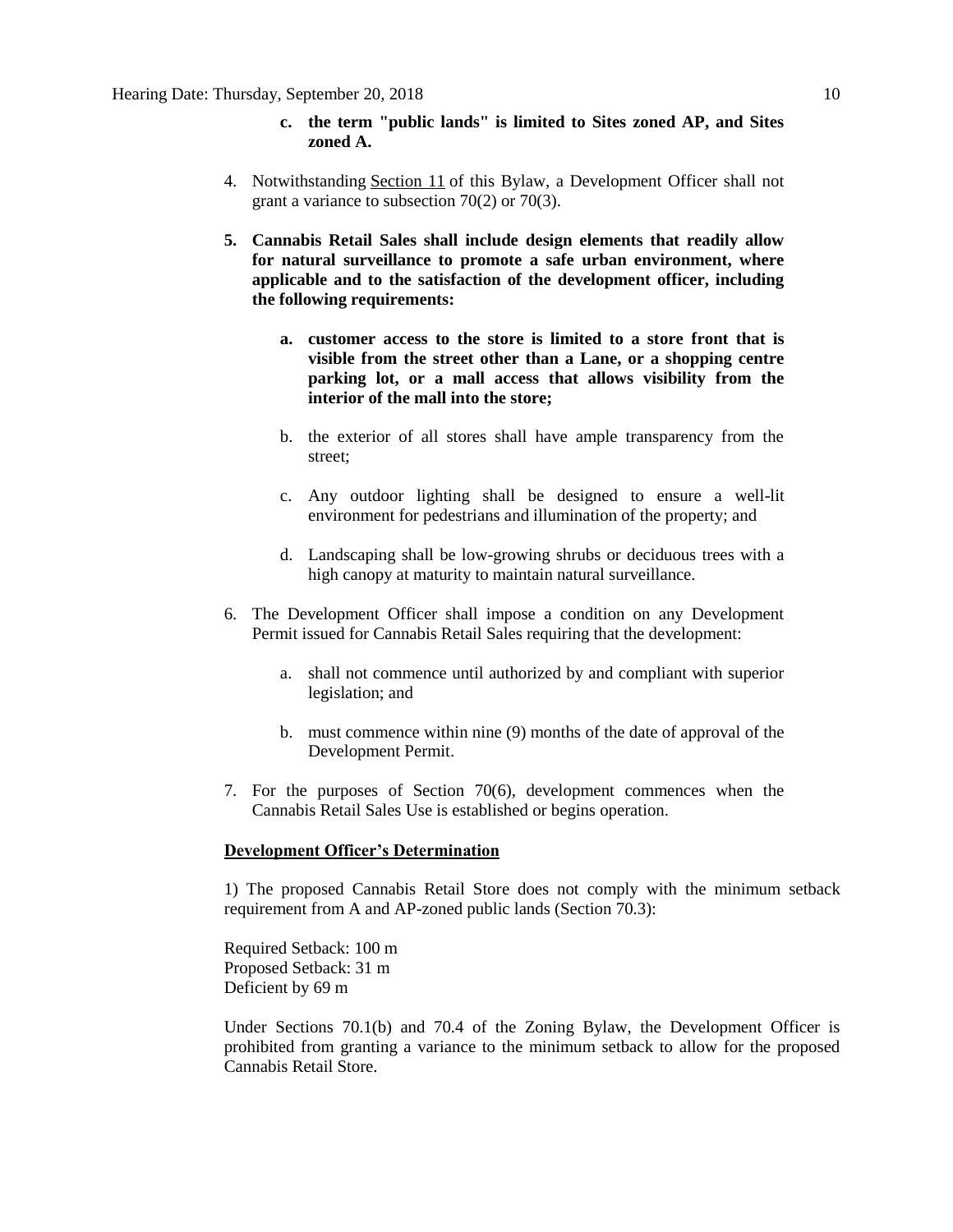c. **the term "public lands" is limited to Sites zoned AP, and Sites zoned A.**

4. Notwithstanding Section 11 of this Bylaw, a Development Officer shall not grant a variance to subsection 70(2) or 70(3).

5. **Cannabis Retail Sales shall include design elements that readily allow for natural surveillance to promote a safe urban environment, where applicable and to the satisfaction of the development officer, including the following requirements:**

   a. **customer access to the store is limited to a store front that is visible from the street other than a Lane, or a shopping centre parking lot, or a mall access that allows visibility from the interior of the mall into the store;**

   b. the exterior of all stores shall have ample transparency from the street;

   c. Any outdoor lighting shall be designed to ensure a well-lit environment for pedestrians and illumination of the property; and

   d. Landscaping shall be low-growing shrubs or deciduous trees with a high canopy at maturity to maintain natural surveillance.

6. The Development Officer shall impose a condition on any Development Permit issued for Cannabis Retail Sales requiring that the development:

   a. shall not commence until authorized by and compliant with superior legislation; and

   b. must commence within nine (9) months of the date of approval of the Development Permit.

7. For the purposes of Section 70(6), development commences when the Cannabis Retail Sales Use is established or begins operation.

**Development Officer's Determination**

1) The proposed Cannabis Retail Store does not comply with the minimum setback requirement from A and AP-zoned public lands (Section 70.3):

Required Setback: 100 m
Proposed Setback: 31 m
Deficient by 69 m

Under Sections 70.1(b) and 70.4 of the Zoning Bylaw, the Development Officer is prohibited from granting a variance to the minimum setback to allow for the proposed Cannabis Retail Store.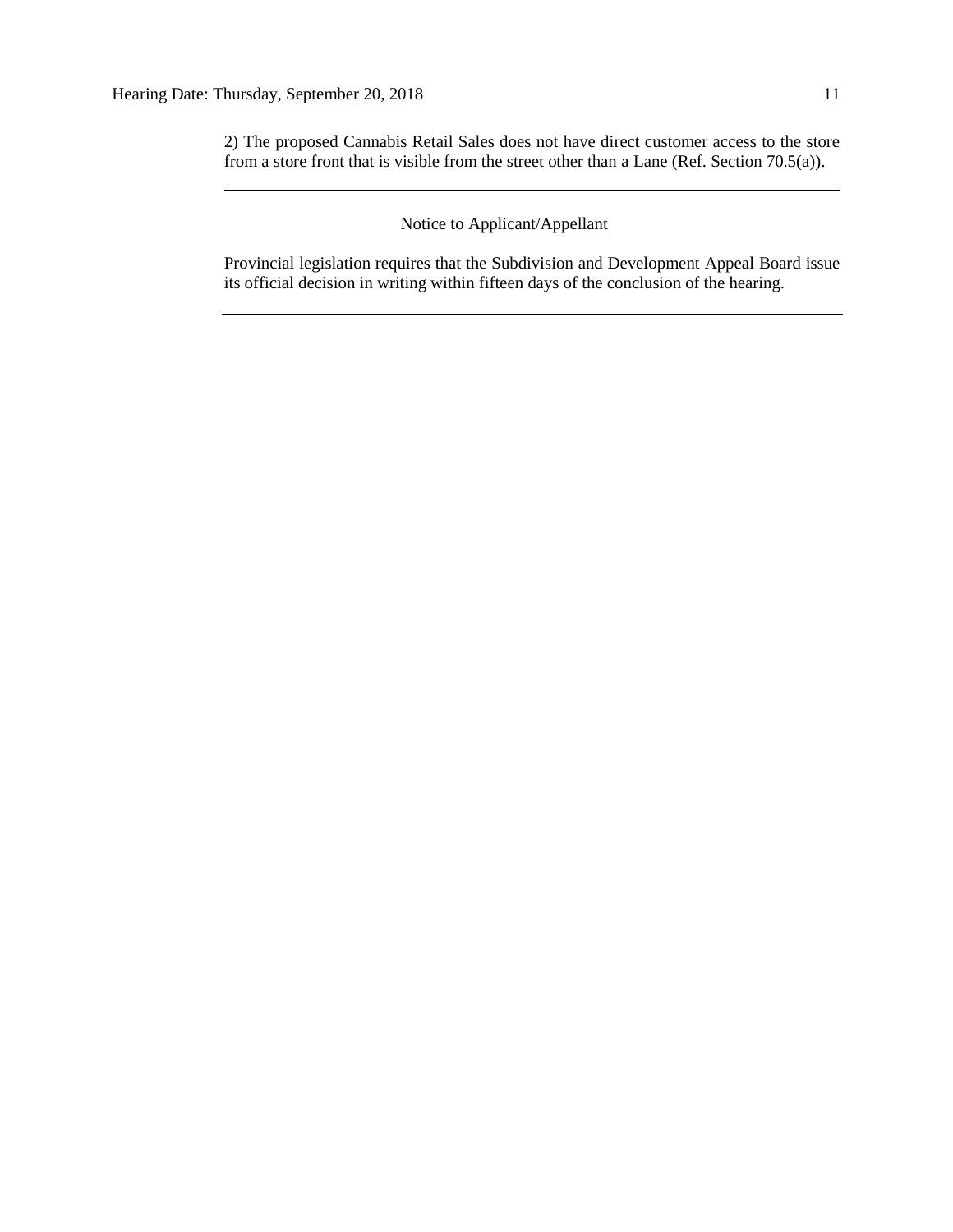2) The proposed Cannabis Retail Sales does not have direct customer access to the store from a store front that is visible from the street other than a Lane (Ref. Section 70.5(a)).

---

Notice to Applicant/Appellant

Provincial legislation requires that the Subdivision and Development Appeal Board issue its official decision in writing within fifteen days of the conclusion of the hearing.

---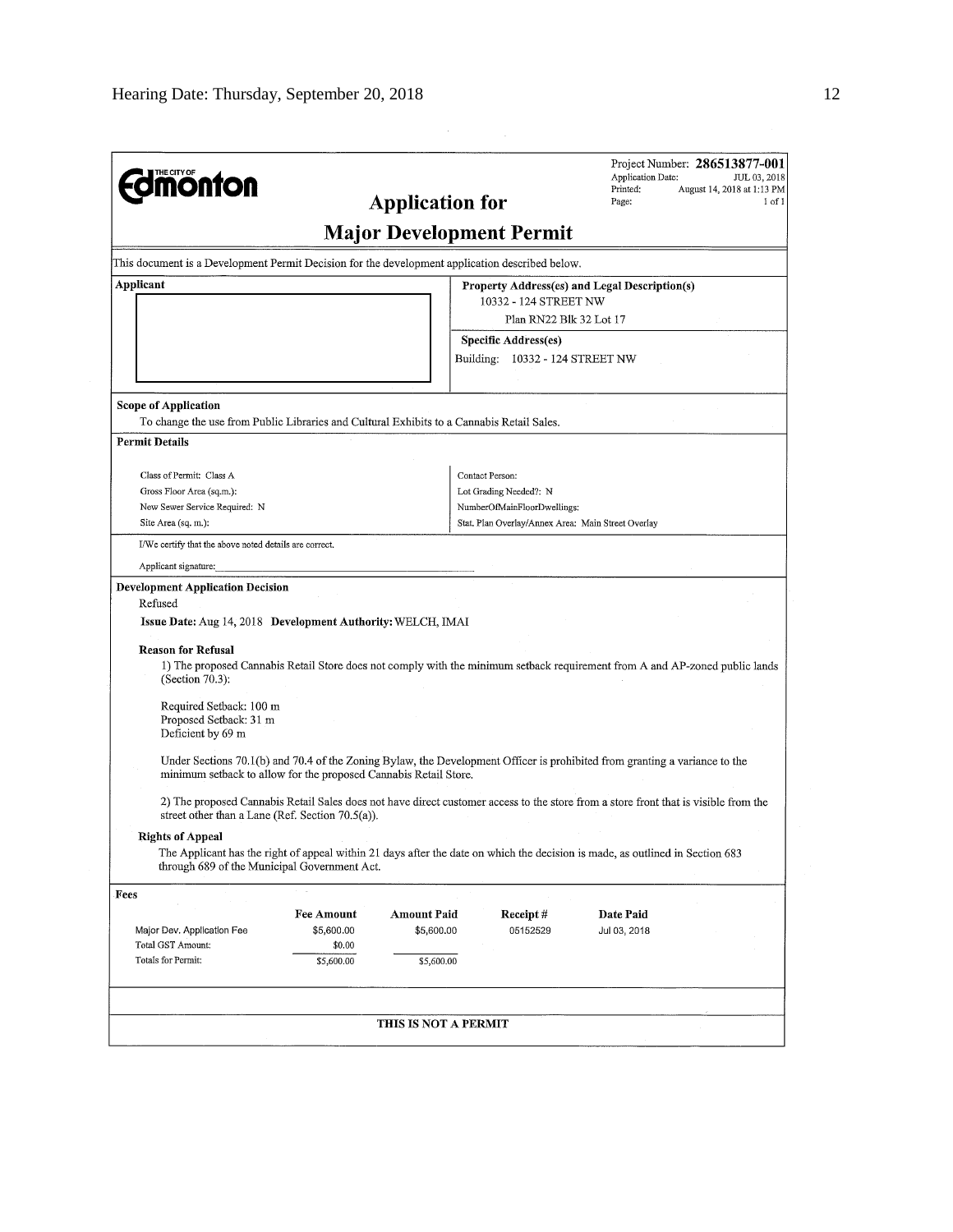**THE CITY OF Edmonton**

Project Number: **286513877-001**
Application Date: JUL 03, 2018
Printed: August 14, 2018 at 1:13 PM
Page: 1 of 1

# Application for Major Development Permit

This document is a Development Permit Decision for the development application described below.

| **Applicant** | **Property Address(es) and Legal Description(s)** |
|---|---|
| | 10332 - 124 STREET NW<br>Plan RN22 Blk 32 Lot 17 |
| | **Specific Address(es)**<br>Building: 10332 - 124 STREET NW |

**Scope of Application**

To change the use from Public Libraries and Cultural Exhibits to a Cannabis Retail Sales.

**Permit Details**

| | |
|---|---|
| Class of Permit: Class A | Contact Person: |
| Gross Floor Area (sq.m.): | Lot Grading Needed?: N |
| New Sewer Service Required: N | NumberOfMainFloorDwellings: |
| Site Area (sq. m.): | Stat. Plan Overlay/Annex Area: Main Street Overlay |

I/We certify that the above noted details are correct.

Applicant signature:

**Development Application Decision**

Refused

**Issue Date:** Aug 14, 2018 **Development Authority:** WELCH, IMAI

**Reason for Refusal**

1) The proposed Cannabis Retail Store does not comply with the minimum setback requirement from A and AP-zoned public lands (Section 70.3):

Required Setback: 100 m
Proposed Setback: 31 m
Deficient by 69 m

Under Sections 70.1(b) and 70.4 of the Zoning Bylaw, the Development Officer is prohibited from granting a variance to the minimum setback to allow for the proposed Cannabis Retail Store.

2) The proposed Cannabis Retail Sales does not have direct customer access to the store from a store front that is visible from the street other than a Lane (Ref. Section 70.5(a)).

**Rights of Appeal**

The Applicant has the right of appeal within 21 days after the date on which the decision is made, as outlined in Section 683 through 689 of the Municipal Government Act.

**Fees**

| | Fee Amount | Amount Paid | Receipt # | Date Paid |
|---|---|---|---|---|
| Major Dev. Application Fee | $5,600.00 | $5,600.00 | 05152529 | Jul 03, 2018 |
| Total GST Amount: | $0.00 | | | |
| Totals for Permit: | $5,600.00 | $5,600.00 | | |

**THIS IS NOT A PERMIT**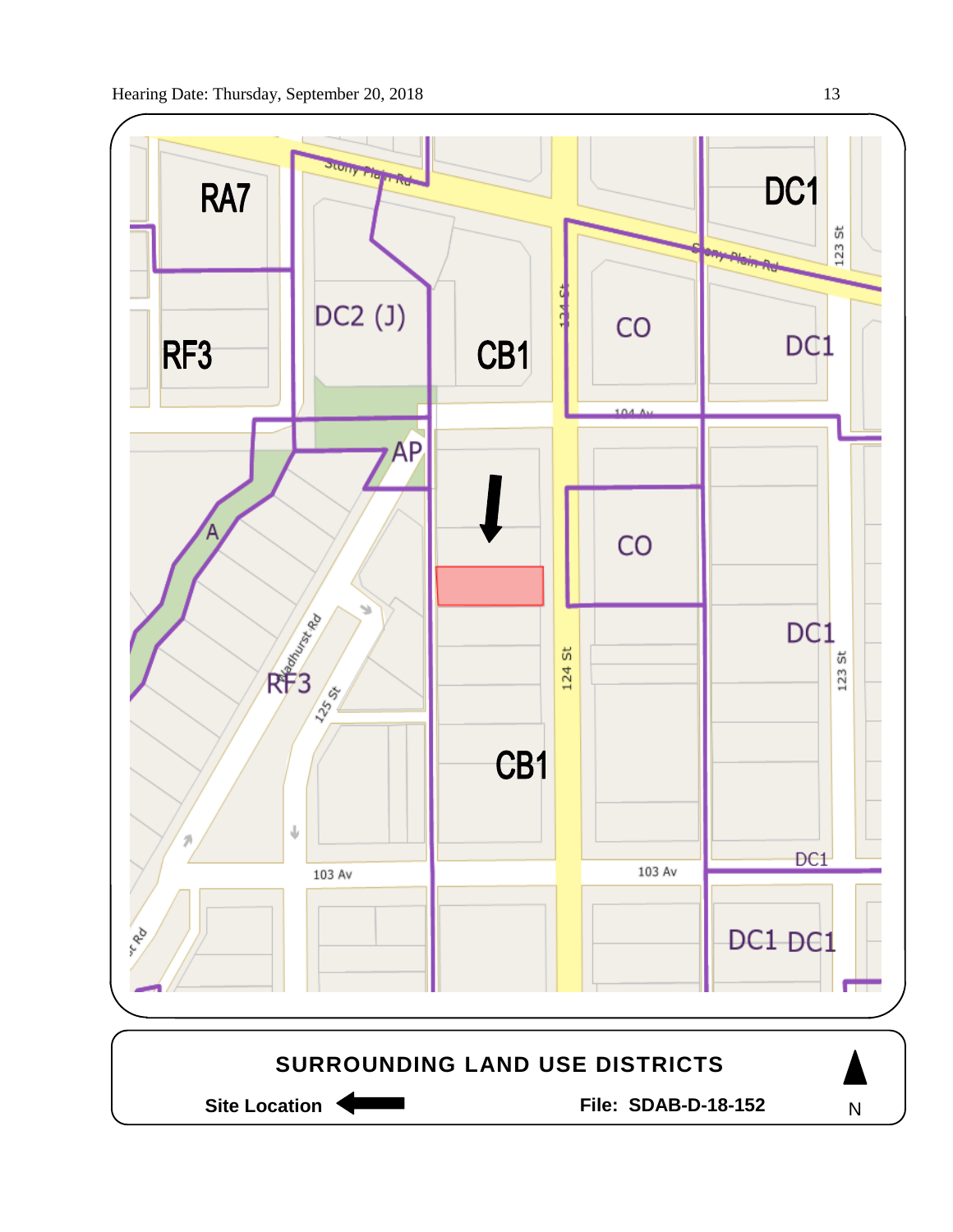RA7

RF3

DC2 (J)

CB1

CO

DC1

DC1

AP

A

CO

RF3

CB1

DC1

DC1

DC1 DC1

**SURROUNDING LAND USE DISTRICTS**

**Site Location** ←

**File: SDAB-D-18-152**

N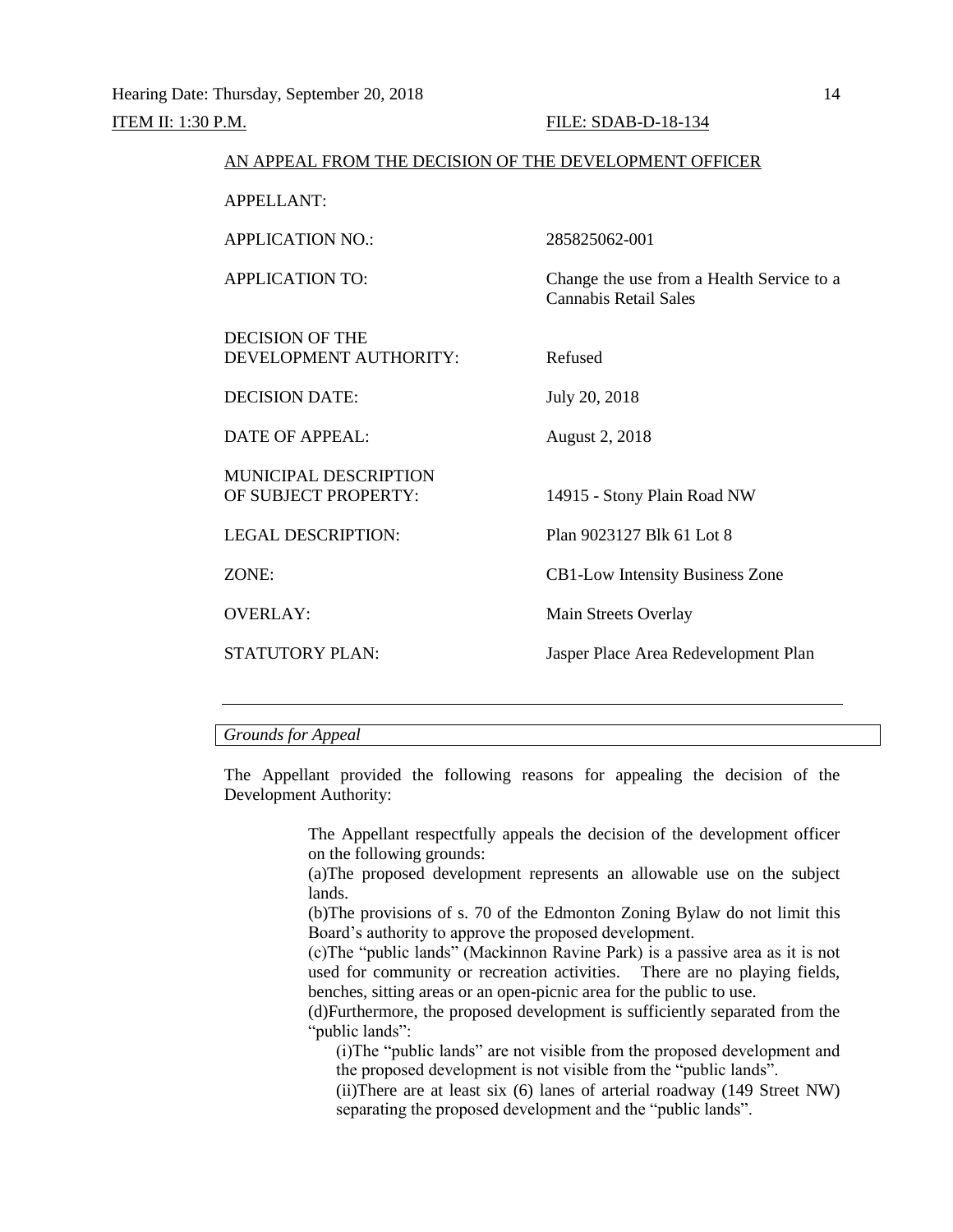ITEM II: 1:30 P.M. FILE: SDAB-D-18-134

AN APPEAL FROM THE DECISION OF THE DEVELOPMENT OFFICER

| | |
|---|---|
| APPELLANT: | |
| APPLICATION NO.: | 285825062-001 |
| APPLICATION TO: | Change the use from a Health Service to a Cannabis Retail Sales |
| DECISION OF THE DEVELOPMENT AUTHORITY: | Refused |
| DECISION DATE: | July 20, 2018 |
| DATE OF APPEAL: | August 2, 2018 |
| MUNICIPAL DESCRIPTION OF SUBJECT PROPERTY: | 14915 - Stony Plain Road NW |
| LEGAL DESCRIPTION: | Plan 9023127 Blk 61 Lot 8 |
| ZONE: | CB1-Low Intensity Business Zone |
| OVERLAY: | Main Streets Overlay |
| STATUTORY PLAN: | Jasper Place Area Redevelopment Plan |

---

*Grounds for Appeal*

The Appellant provided the following reasons for appealing the decision of the Development Authority:

> The Appellant respectfully appeals the decision of the development officer on the following grounds:
>
> (a)The proposed development represents an allowable use on the subject lands.
>
> (b)The provisions of s. 70 of the Edmonton Zoning Bylaw do not limit this Board's authority to approve the proposed development.
>
> (c)The "public lands" (Mackinnon Ravine Park) is a passive area as it is not used for community or recreation activities. There are no playing fields, benches, sitting areas or an open-picnic area for the public to use.
>
> (d)Furthermore, the proposed development is sufficiently separated from the "public lands":
>
> (i)The "public lands" are not visible from the proposed development and the proposed development is not visible from the "public lands".
>
> (ii)There are at least six (6) lanes of arterial roadway (149 Street NW) separating the proposed development and the "public lands".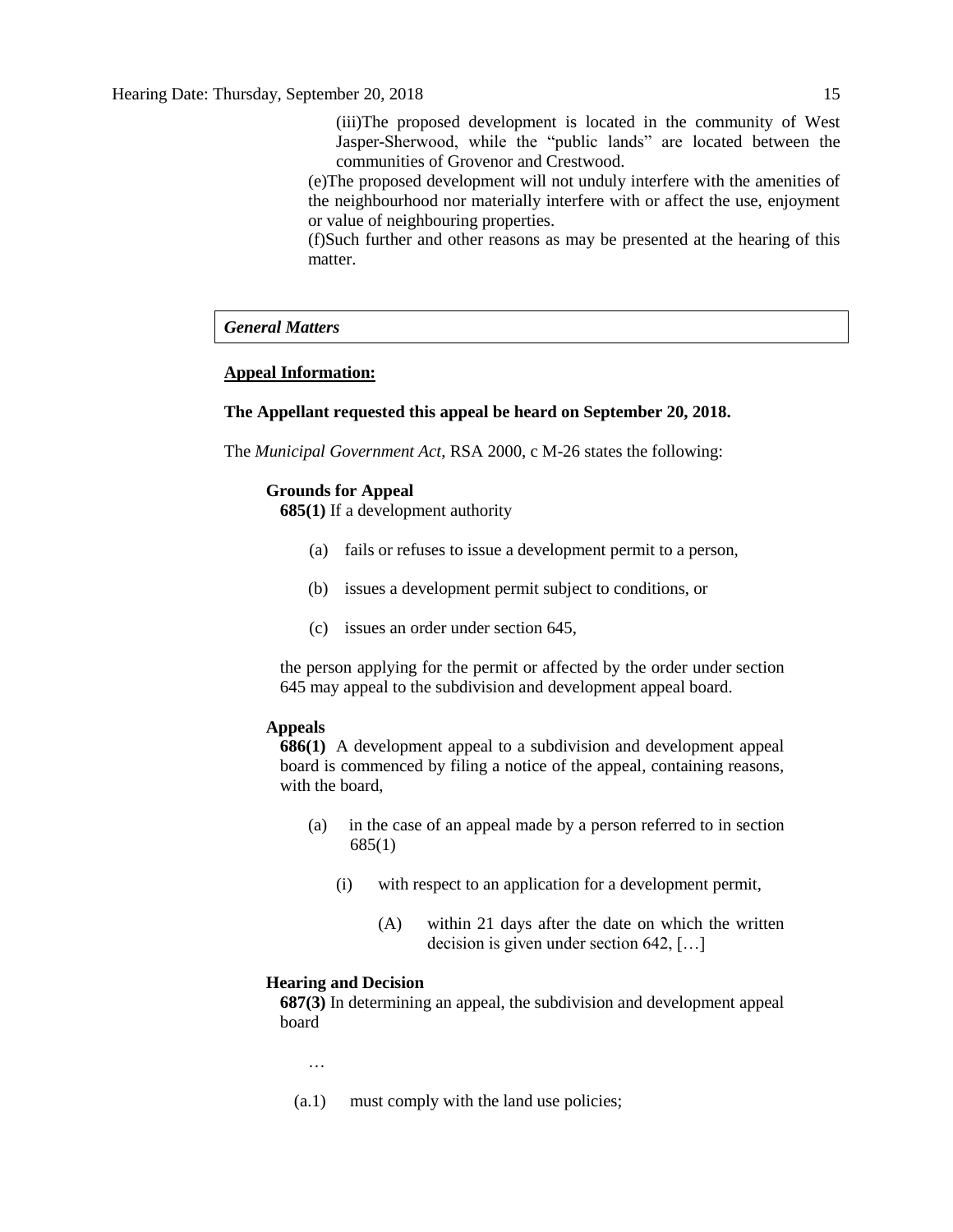(iii)The proposed development is located in the community of West Jasper-Sherwood, while the "public lands" are located between the communities of Grovenor and Crestwood.

(e)The proposed development will not unduly interfere with the amenities of the neighbourhood nor materially interfere with or affect the use, enjoyment or value of neighbouring properties.

(f)Such further and other reasons as may be presented at the hearing of this matter.

***General Matters***

**Appeal Information:**

**The Appellant requested this appeal be heard on September 20, 2018.**

The *Municipal Government Act*, RSA 2000, c M-26 states the following:

**Grounds for Appeal**

**685(1)** If a development authority

(a) fails or refuses to issue a development permit to a person,

(b) issues a development permit subject to conditions, or

(c) issues an order under section 645,

the person applying for the permit or affected by the order under section 645 may appeal to the subdivision and development appeal board.

**Appeals**

**686(1)** A development appeal to a subdivision and development appeal board is commenced by filing a notice of the appeal, containing reasons, with the board,

(a) in the case of an appeal made by a person referred to in section 685(1)

(i) with respect to an application for a development permit,

(A) within 21 days after the date on which the written decision is given under section 642, […]

**Hearing and Decision**

**687(3)** In determining an appeal, the subdivision and development appeal board

…

(a.1) must comply with the land use policies;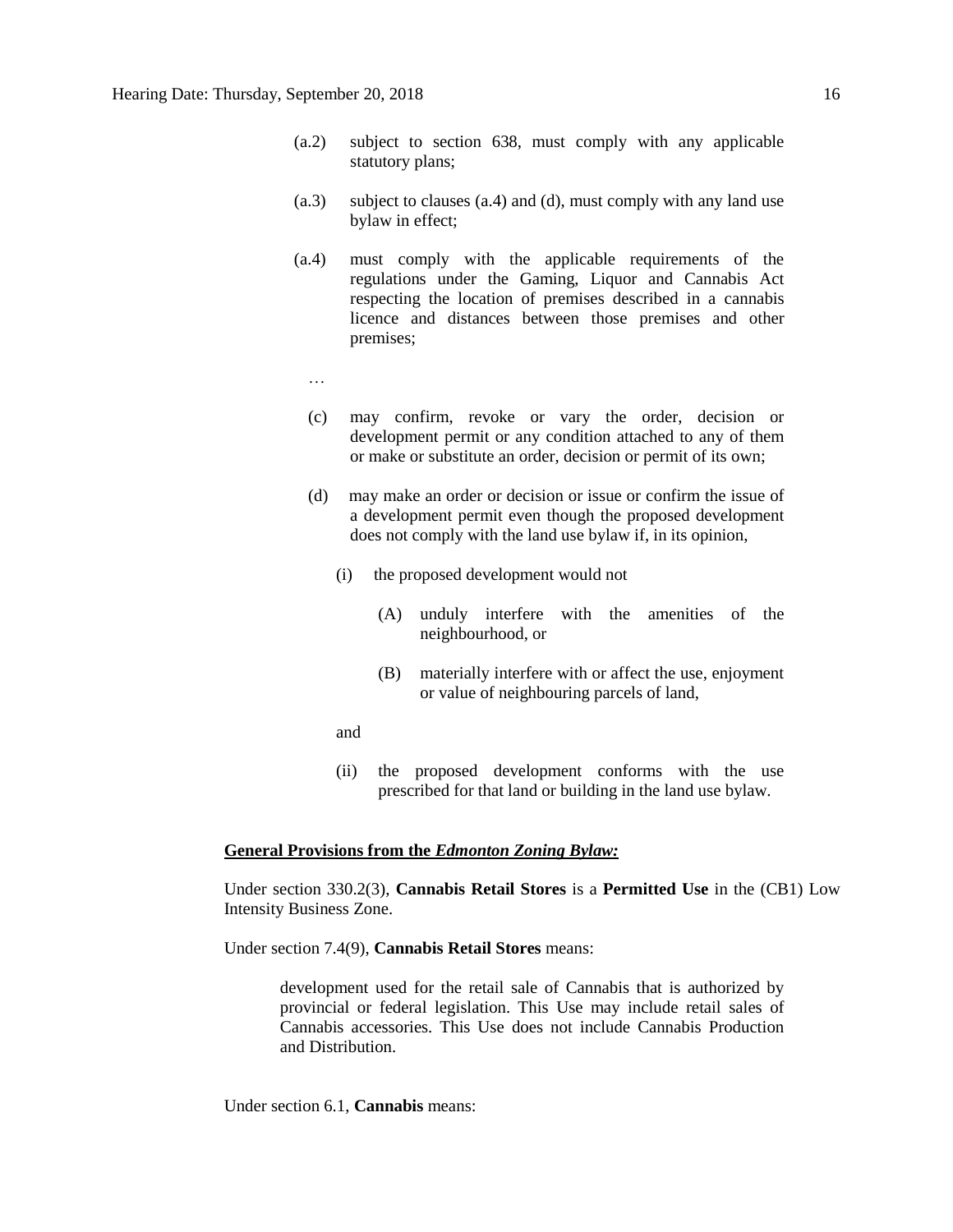(a.2) subject to section 638, must comply with any applicable statutory plans;

(a.3) subject to clauses (a.4) and (d), must comply with any land use bylaw in effect;

(a.4) must comply with the applicable requirements of the regulations under the Gaming, Liquor and Cannabis Act respecting the location of premises described in a cannabis licence and distances between those premises and other premises;

…

(c) may confirm, revoke or vary the order, decision or development permit or any condition attached to any of them or make or substitute an order, decision or permit of its own;

(d) may make an order or decision or issue or confirm the issue of a development permit even though the proposed development does not comply with the land use bylaw if, in its opinion,

(i) the proposed development would not

(A) unduly interfere with the amenities of the neighbourhood, or

(B) materially interfere with or affect the use, enjoyment or value of neighbouring parcels of land,

and

(ii) the proposed development conforms with the use prescribed for that land or building in the land use bylaw.

**General Provisions from the *Edmonton Zoning Bylaw:***

Under section 330.2(3), **Cannabis Retail Stores** is a **Permitted Use** in the (CB1) Low Intensity Business Zone.

Under section 7.4(9), **Cannabis Retail Stores** means:

> development used for the retail sale of Cannabis that is authorized by provincial or federal legislation. This Use may include retail sales of Cannabis accessories. This Use does not include Cannabis Production and Distribution.

Under section 6.1, **Cannabis** means: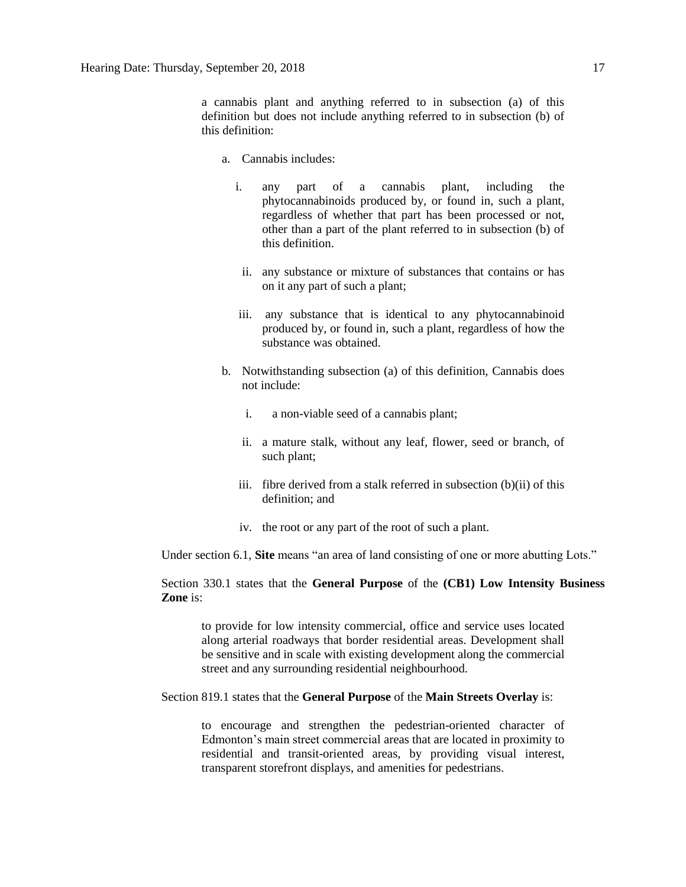a cannabis plant and anything referred to in subsection (a) of this definition but does not include anything referred to in subsection (b) of this definition:

a. Cannabis includes:

   i. any part of a cannabis plant, including the phytocannabinoids produced by, or found in, such a plant, regardless of whether that part has been processed or not, other than a part of the plant referred to in subsection (b) of this definition.

   ii. any substance or mixture of substances that contains or has on it any part of such a plant;

   iii. any substance that is identical to any phytocannabinoid produced by, or found in, such a plant, regardless of how the substance was obtained.

b. Notwithstanding subsection (a) of this definition, Cannabis does not include:

   i. a non-viable seed of a cannabis plant;

   ii. a mature stalk, without any leaf, flower, seed or branch, of such plant;

   iii. fibre derived from a stalk referred in subsection (b)(ii) of this definition; and

   iv. the root or any part of the root of such a plant.

Under section 6.1, **Site** means "an area of land consisting of one or more abutting Lots."

Section 330.1 states that the **General Purpose** of the **(CB1) Low Intensity Business Zone** is:

> to provide for low intensity commercial, office and service uses located along arterial roadways that border residential areas. Development shall be sensitive and in scale with existing development along the commercial street and any surrounding residential neighbourhood.

Section 819.1 states that the **General Purpose** of the **Main Streets Overlay** is:

> to encourage and strengthen the pedestrian-oriented character of Edmonton's main street commercial areas that are located in proximity to residential and transit-oriented areas, by providing visual interest, transparent storefront displays, and amenities for pedestrians.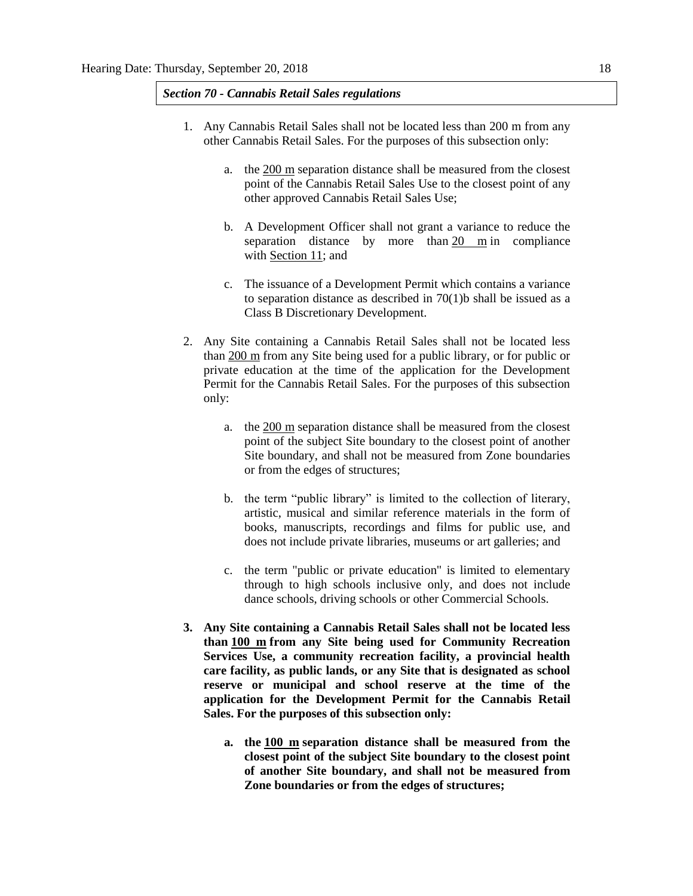***Section 70 - Cannabis Retail Sales regulations***

1. Any Cannabis Retail Sales shall not be located less than 200 m from any other Cannabis Retail Sales. For the purposes of this subsection only:

   a. the 200 m separation distance shall be measured from the closest point of the Cannabis Retail Sales Use to the closest point of any other approved Cannabis Retail Sales Use;

   b. A Development Officer shall not grant a variance to reduce the separation distance by more than 20 m in compliance with Section 11; and

   c. The issuance of a Development Permit which contains a variance to separation distance as described in 70(1)b shall be issued as a Class B Discretionary Development.

2. Any Site containing a Cannabis Retail Sales shall not be located less than 200 m from any Site being used for a public library, or for public or private education at the time of the application for the Development Permit for the Cannabis Retail Sales. For the purposes of this subsection only:

   a. the 200 m separation distance shall be measured from the closest point of the subject Site boundary to the closest point of another Site boundary, and shall not be measured from Zone boundaries or from the edges of structures;

   b. the term "public library" is limited to the collection of literary, artistic, musical and similar reference materials in the form of books, manuscripts, recordings and films for public use, and does not include private libraries, museums or art galleries; and

   c. the term "public or private education" is limited to elementary through to high schools inclusive only, and does not include dance schools, driving schools or other Commercial Schools.

3. **Any Site containing a Cannabis Retail Sales shall not be located less than 100 m from any Site being used for Community Recreation Services Use, a community recreation facility, a provincial health care facility, as public lands, or any Site that is designated as school reserve or municipal and school reserve at the time of the application for the Development Permit for the Cannabis Retail Sales. For the purposes of this subsection only:**

   a. **the 100 m separation distance shall be measured from the closest point of the subject Site boundary to the closest point of another Site boundary, and shall not be measured from Zone boundaries or from the edges of structures;**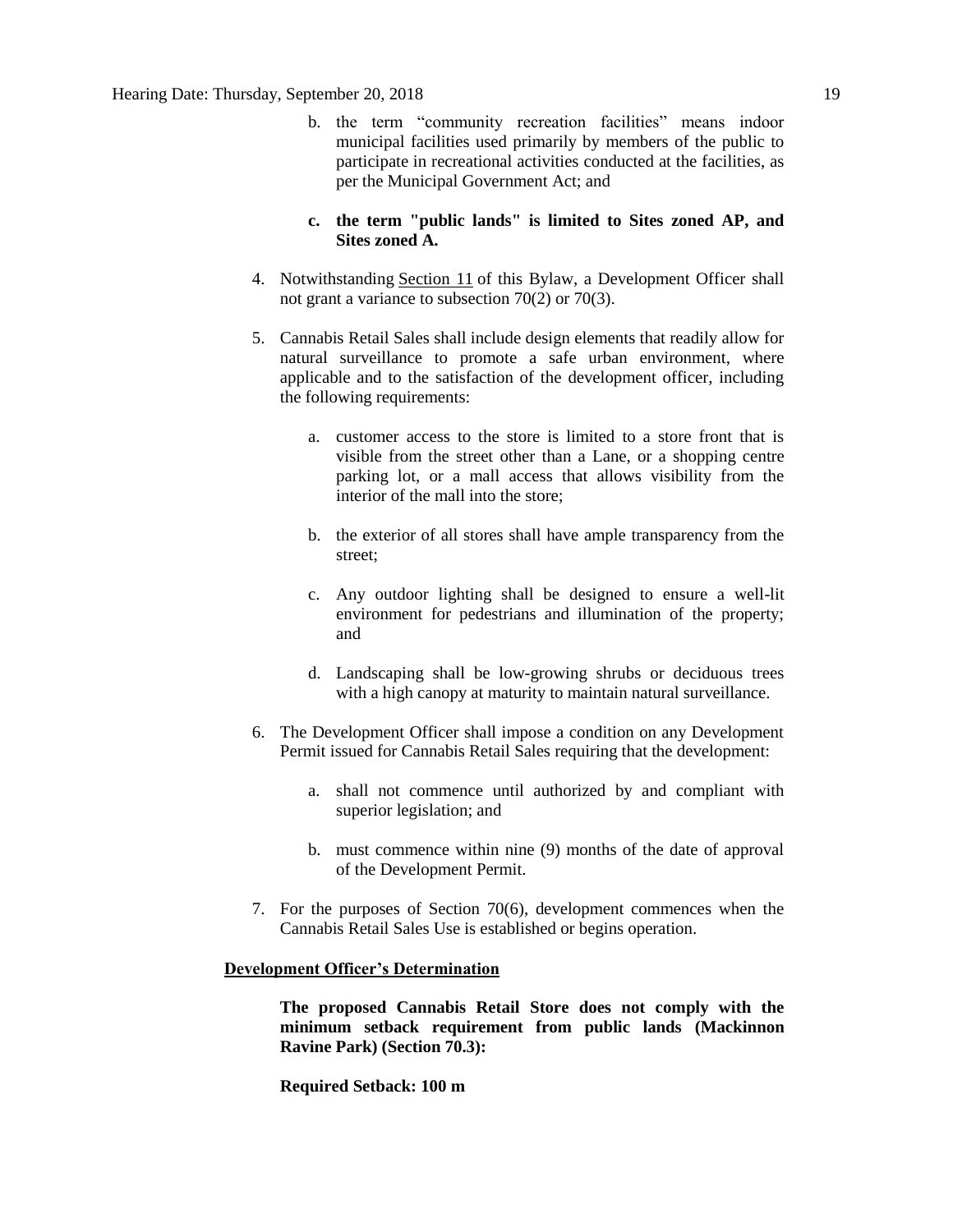b. the term "community recreation facilities" means indoor municipal facilities used primarily by members of the public to participate in recreational activities conducted at the facilities, as per the Municipal Government Act; and

c. **the term "public lands" is limited to Sites zoned AP, and Sites zoned A.**

4. Notwithstanding Section 11 of this Bylaw, a Development Officer shall not grant a variance to subsection 70(2) or 70(3).

5. Cannabis Retail Sales shall include design elements that readily allow for natural surveillance to promote a safe urban environment, where applicable and to the satisfaction of the development officer, including the following requirements:

   a. customer access to the store is limited to a store front that is visible from the street other than a Lane, or a shopping centre parking lot, or a mall access that allows visibility from the interior of the mall into the store;

   b. the exterior of all stores shall have ample transparency from the street;

   c. Any outdoor lighting shall be designed to ensure a well-lit environment for pedestrians and illumination of the property; and

   d. Landscaping shall be low-growing shrubs or deciduous trees with a high canopy at maturity to maintain natural surveillance.

6. The Development Officer shall impose a condition on any Development Permit issued for Cannabis Retail Sales requiring that the development:

   a. shall not commence until authorized by and compliant with superior legislation; and

   b. must commence within nine (9) months of the date of approval of the Development Permit.

7. For the purposes of Section 70(6), development commences when the Cannabis Retail Sales Use is established or begins operation.

**Development Officer's Determination**

**The proposed Cannabis Retail Store does not comply with the minimum setback requirement from public lands (Mackinnon Ravine Park) (Section 70.3):**

**Required Setback: 100 m**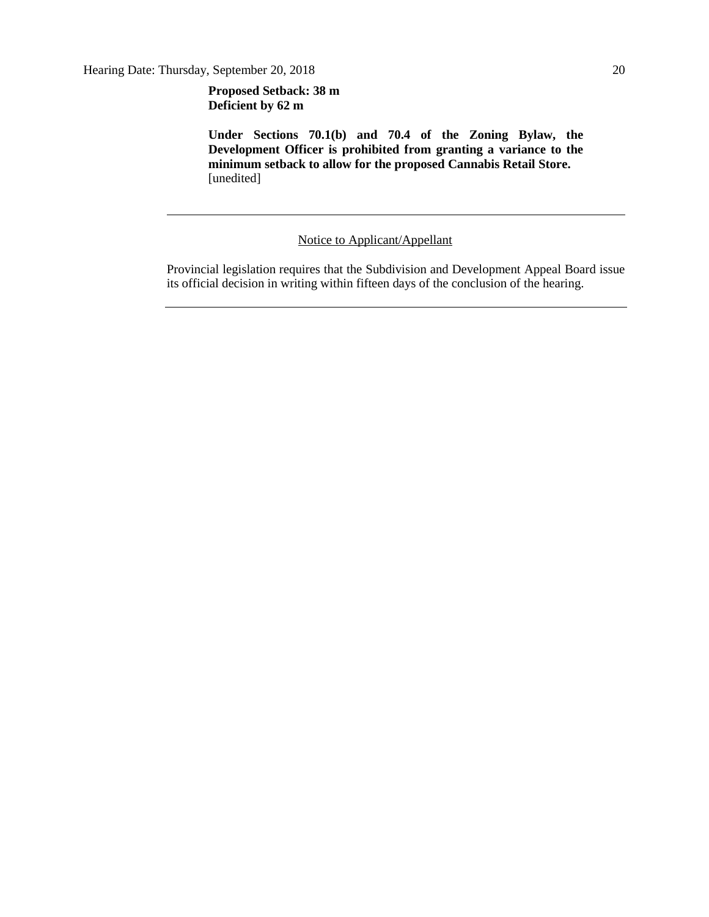**Proposed Setback: 38 m**
**Deficient by 62 m**

**Under Sections 70.1(b) and 70.4 of the Zoning Bylaw, the Development Officer is prohibited from granting a variance to the minimum setback to allow for the proposed Cannabis Retail Store.** [unedited]

---

Notice to Applicant/Appellant

Provincial legislation requires that the Subdivision and Development Appeal Board issue its official decision in writing within fifteen days of the conclusion of the hearing.

---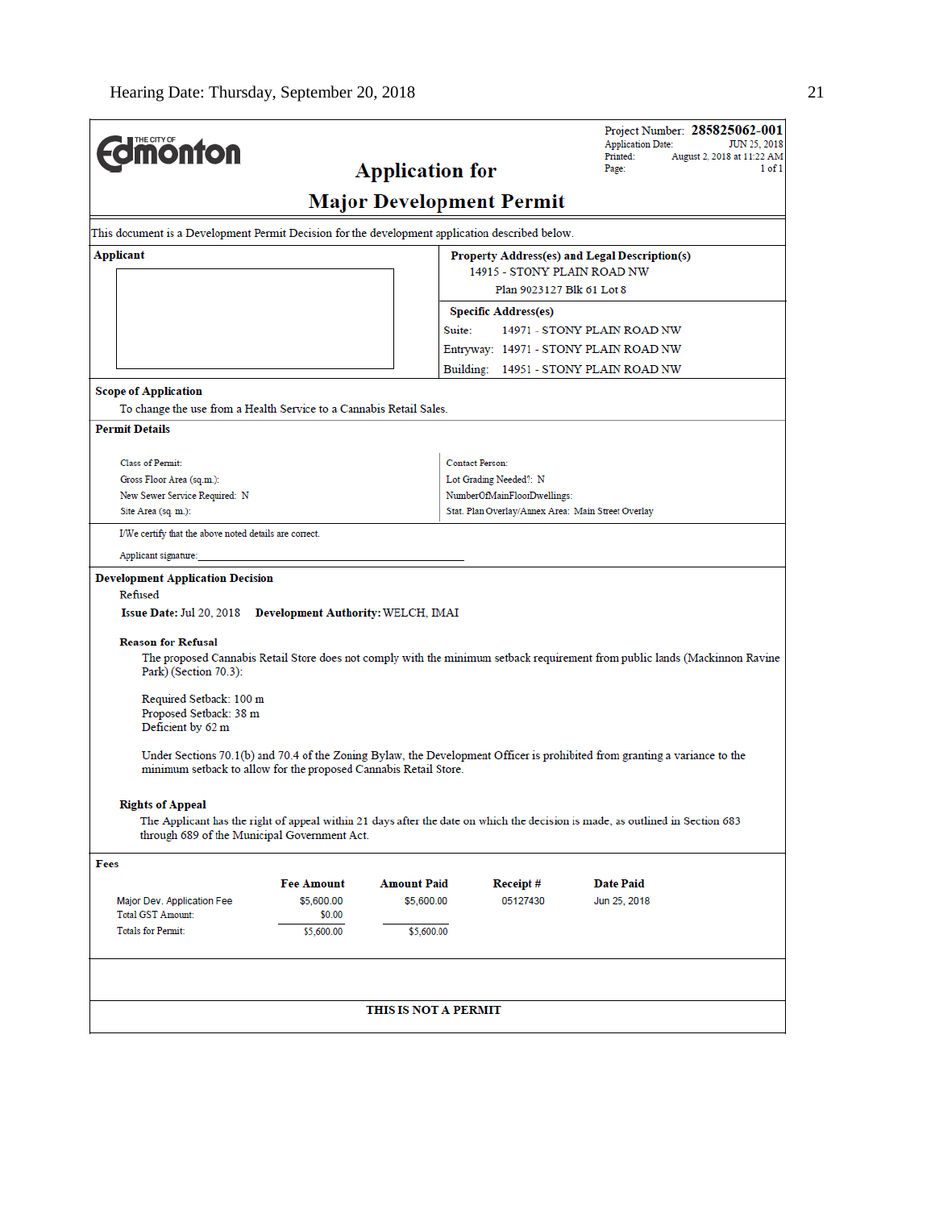THE CITY OF Edmonton

# Application for Major Development Permit

Project Number: **285825062-001**
Application Date: JUN 25, 2018
Printed: August 2, 2018 at 11:22 AM
Page: 1 of 1

This document is a Development Permit Decision for the development application described below.

**Applicant**

**Property Address(es) and Legal Description(s)**
14915 - STONY PLAIN ROAD NW
Plan 9023127 Blk 61 Lot 8

**Specific Address(es)**
Suite: 14971 - STONY PLAIN ROAD NW
Entryway: 14971 - STONY PLAIN ROAD NW
Building: 14951 - STONY PLAIN ROAD NW

**Scope of Application**

To change the use from a Health Service to a Cannabis Retail Sales.

**Permit Details**

Class of Permit:
Gross Floor Area (sq.m.):
New Sewer Service Required: N
Site Area (sq. m.):

Contact Person:
Lot Grading Needed?: N
NumberOfMainFloorDwellings:
Stat. Plan Overlay/Annex Area: Main Street Overlay

I/We certify that the above noted details are correct.

Applicant signature:

**Development Application Decision**

Refused

**Issue Date:** Jul 20, 2018 **Development Authority:** WELCH, IMAI

**Reason for Refusal**

The proposed Cannabis Retail Store does not comply with the minimum setback requirement from public lands (Mackinnon Ravine Park) (Section 70.3):

Required Setback: 100 m
Proposed Setback: 38 m
Deficient by 62 m

Under Sections 70.1(b) and 70.4 of the Zoning Bylaw, the Development Officer is prohibited from granting a variance to the minimum setback to allow for the proposed Cannabis Retail Store.

**Rights of Appeal**

The Applicant has the right of appeal within 21 days after the date on which the decision is made, as outlined in Section 683 through 689 of the Municipal Government Act.

**Fees**

| | Fee Amount | Amount Paid | Receipt # | Date Paid |
|---|---|---|---|---|
| Major Dev. Application Fee | $5,600.00 | $5,600.00 | 05127430 | Jun 25, 2018 |
| Total GST Amount: | $0.00 | | | |
| Totals for Permit: | $5,600.00 | $5,600.00 | | |

**THIS IS NOT A PERMIT**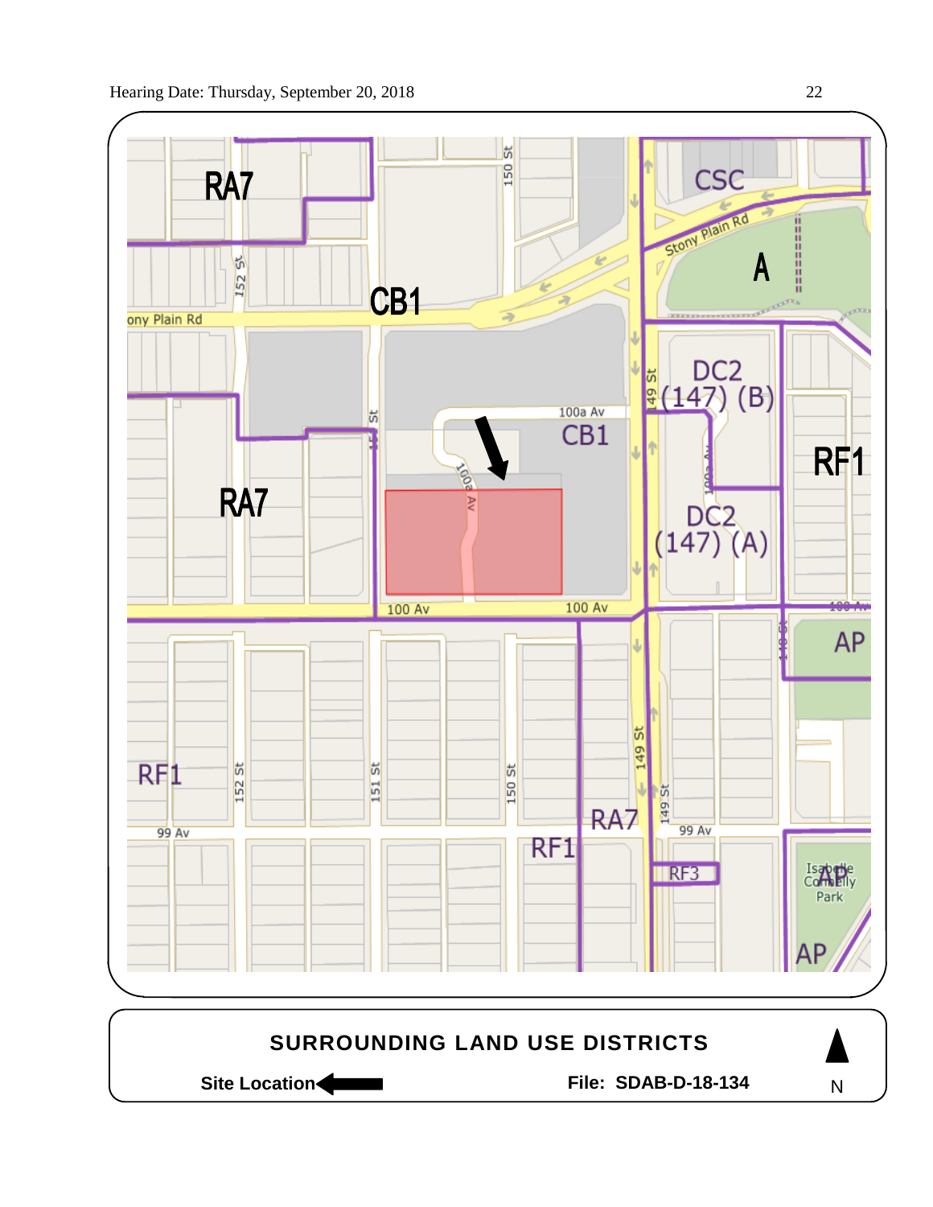RA7

CB1

CSC

A

Stony Plain Rd

ony Plain Rd

152 St

150 St

151 St

149 St

DC2 (147) (B)

DC2 (147) (A)

100a Av

CB1

RA7

RF1

100 Av

100 Av

AP

RF1

152 St

151 St

150 St

149 St

149 St

RA7

99 Av

99 Av

RF1

RF3

Isabelle Connelly Park

AP

**SURROUNDING LAND USE DISTRICTS**

**Site Location**

**File: SDAB-D-18-134**

N